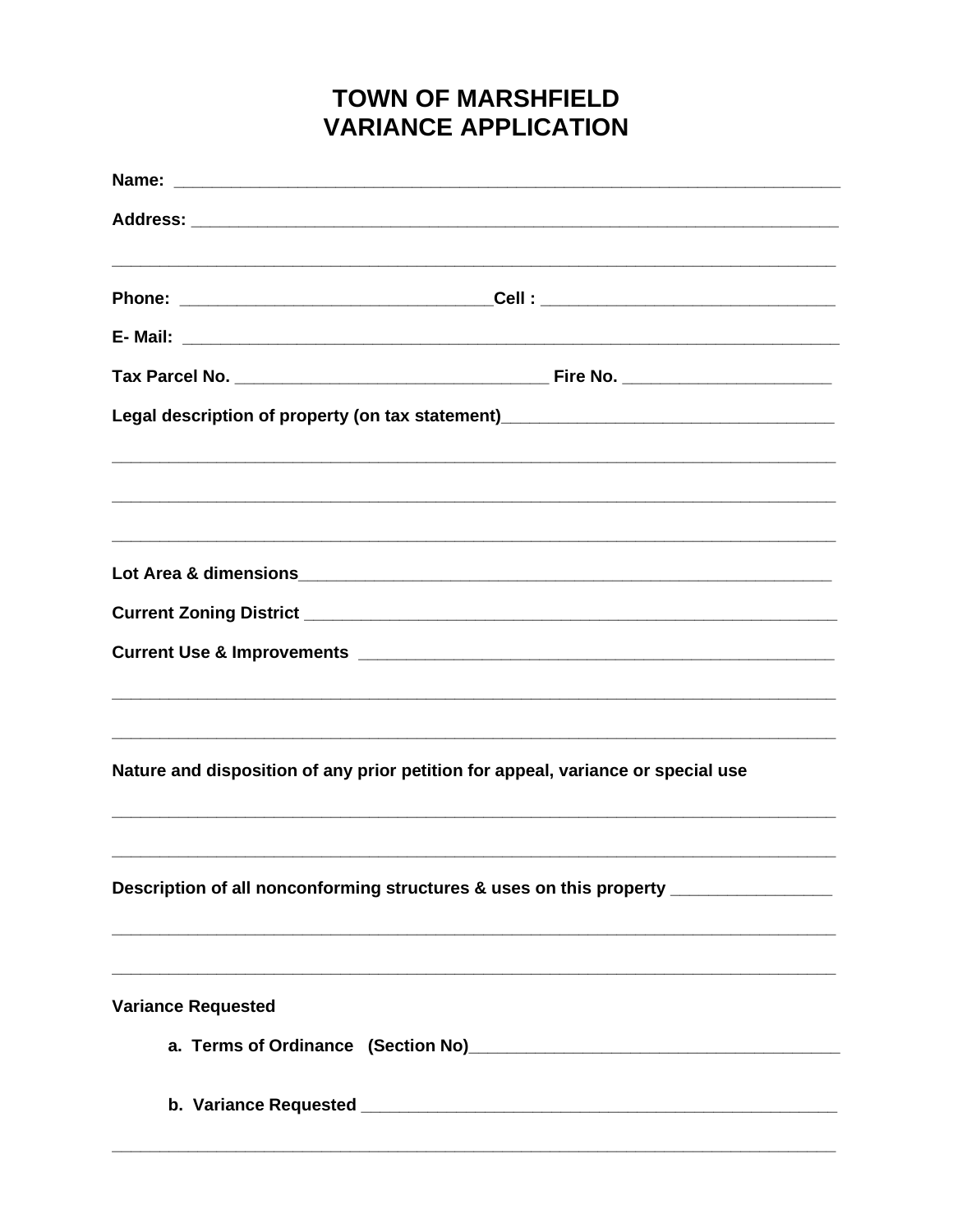# TOWN OF MARSHFIELD
# VARIANCE APPLICATION

**Name:** ______________________________________________________________________

**Address:** ____________________________________________________________________

_______________________________________________________________________________

**Phone:** _________________________________**Cell :** _______________________________

**E- Mail:** ______________________________________________________________________

**Tax Parcel No.** _________________________________ **Fire No.** ______________________

**Legal description of property (on tax statement)**___________________________________

_______________________________________________________________________________

_______________________________________________________________________________

_______________________________________________________________________________

**Lot Area & dimensions**____________________________________________________________

**Current Zoning District** ___________________________________________________________

**Current Use & Improvements** _____________________________________________________

_______________________________________________________________________________

_______________________________________________________________________________

**Nature and disposition of any prior petition for appeal, variance or special use**

_______________________________________________________________________________

_______________________________________________________________________________

**Description of all nonconforming structures & uses on this property** _________________

_______________________________________________________________________________

_______________________________________________________________________________

**Variance Requested**

**a. Terms of Ordinance (Section No)**________________________________________

**b. Variance Requested** _____________________________________________________

_______________________________________________________________________________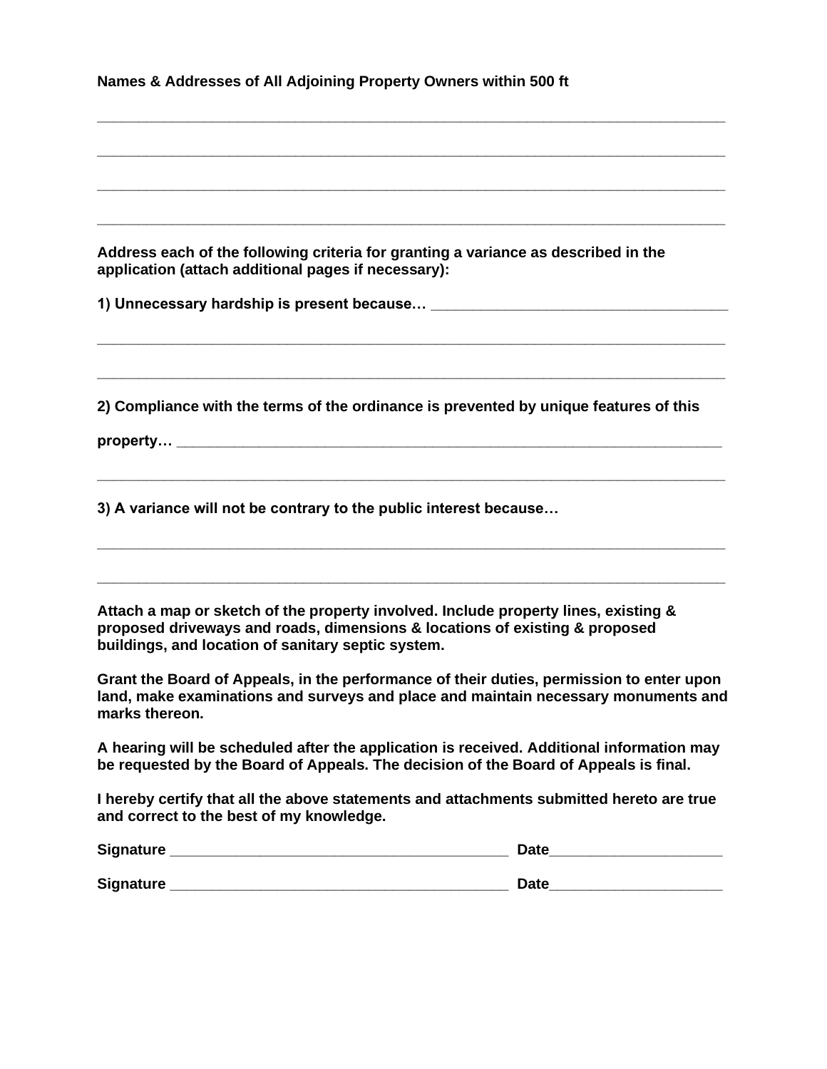**Names & Addresses of All Adjoining Property Owners within 500 ft**

_______________________________________________________________________________

_______________________________________________________________________________

_______________________________________________________________________________

_______________________________________________________________________________

**Address each of the following criteria for granting a variance as described in the application (attach additional pages if necessary):**

**1) Unnecessary hardship is present because…** ____________________________________

_______________________________________________________________________________

_______________________________________________________________________________

**2) Compliance with the terms of the ordinance is prevented by unique features of this property…** ______________________________________________________________

_______________________________________________________________________________

**3) A variance will not be contrary to the public interest because…**

_______________________________________________________________________________

_______________________________________________________________________________

**Attach a map or sketch of the property involved. Include property lines, existing & proposed driveways and roads, dimensions & locations of existing & proposed buildings, and location of sanitary septic system.**

**Grant the Board of Appeals, in the performance of their duties, permission to enter upon land, make examinations and surveys and place and maintain necessary monuments and marks thereon.**

**A hearing will be scheduled after the application is received. Additional information may be requested by the Board of Appeals. The decision of the Board of Appeals is final.**

**I hereby certify that all the above statements and attachments submitted hereto are true and correct to the best of my knowledge.**

**Signature** ________________________________________ **Date**____________________

**Signature** ________________________________________ **Date**____________________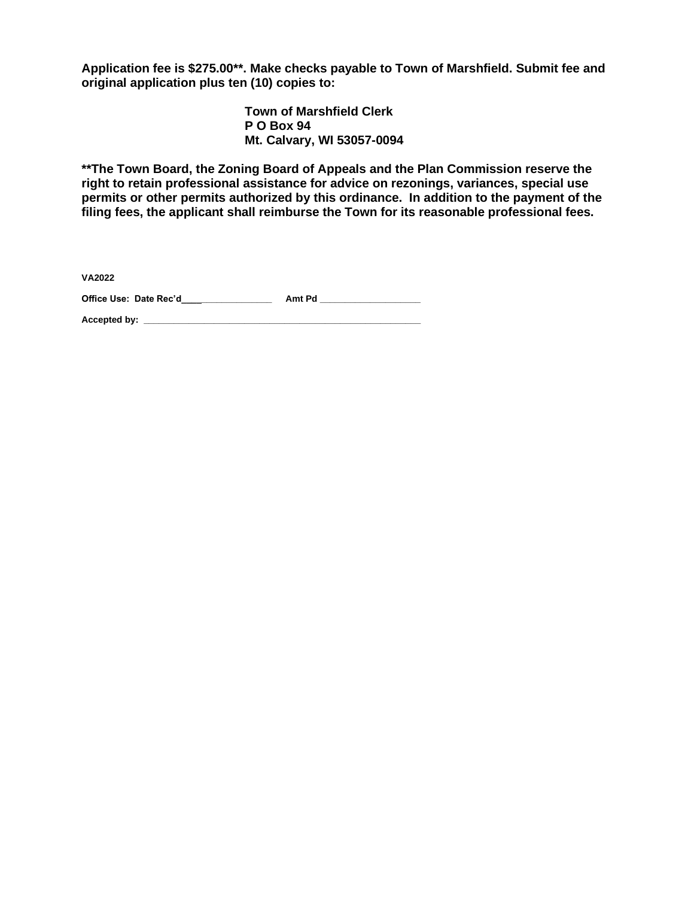**Application fee is $275.00**. Make checks payable to Town of Marshfield. Submit fee and original application plus ten (10) copies to:**

**Town of Marshfield Clerk**
**P O Box 94**
**Mt. Calvary, WI 53057-0094**

****The Town Board, the Zoning Board of Appeals and the Plan Commission reserve the right to retain professional assistance for advice on rezonings, variances, special use permits or other permits authorized by this ordinance. In addition to the payment of the filing fees, the applicant shall reimburse the Town for its reasonable professional fees.**

**VA2022**

**Office Use: Date Rec'd**___________________ **Amt Pd** ____________________

**Accepted by:** _________________________________________________________